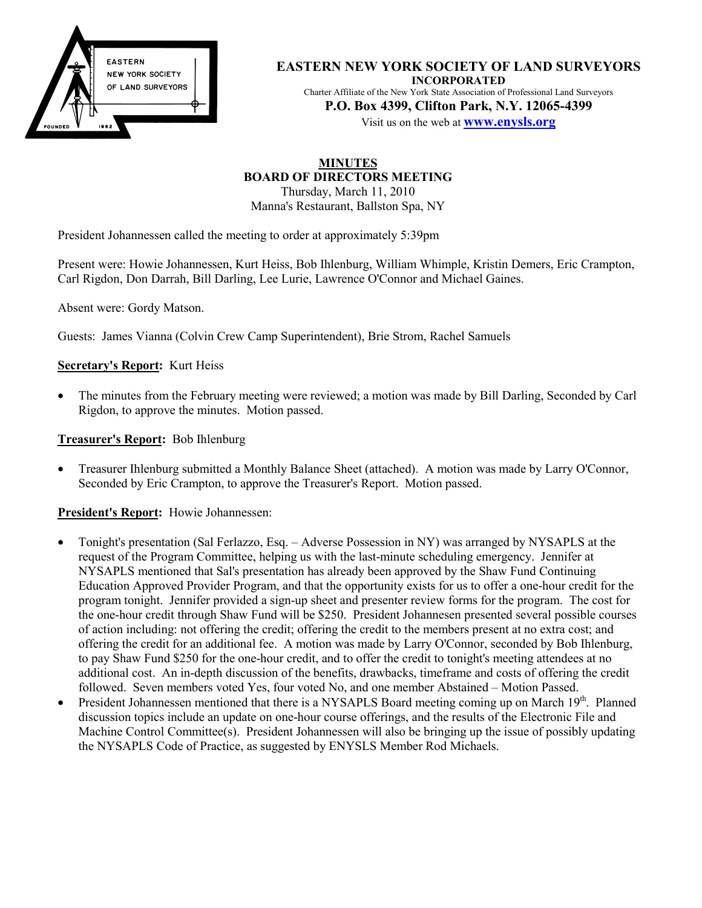# EASTERN NEW YORK SOCIETY OF LAND SURVEYORS

**INCORPORATED**

Charter Affiliate of the New York State Association of Professional Land Surveyors

**P.O. Box 4399, Clifton Park, N.Y. 12065-4399**

Visit us on the web at **www.enysls.org**

## MINUTES
## BOARD OF DIRECTORS MEETING

Thursday, March 11, 2010
Manna's Restaurant, Ballston Spa, NY

President Johannessen called the meeting to order at approximately 5:39pm

Present were: Howie Johannessen, Kurt Heiss, Bob Ihlenburg, William Whimple, Kristin Demers, Eric Crampton, Carl Rigdon, Don Darrah, Bill Darling, Lee Lurie, Lawrence O'Connor and Michael Gaines.

Absent were: Gordy Matson.

Guests: James Vianna (Colvin Crew Camp Superintendent), Brie Strom, Rachel Samuels

**Secretary's Report:** Kurt Heiss

- The minutes from the February meeting were reviewed; a motion was made by Bill Darling, Seconded by Carl Rigdon, to approve the minutes. Motion passed.

**Treasurer's Report:** Bob Ihlenburg

- Treasurer Ihlenburg submitted a Monthly Balance Sheet (attached). A motion was made by Larry O'Connor, Seconded by Eric Crampton, to approve the Treasurer's Report. Motion passed.

**President's Report:** Howie Johannessen:

- Tonight's presentation (Sal Ferlazzo, Esq. – Adverse Possession in NY) was arranged by NYSAPLS at the request of the Program Committee, helping us with the last-minute scheduling emergency. Jennifer at NYSAPLS mentioned that Sal's presentation has already been approved by the Shaw Fund Continuing Education Approved Provider Program, and that the opportunity exists for us to offer a one-hour credit for the program tonight. Jennifer provided a sign-up sheet and presenter review forms for the program. The cost for the one-hour credit through Shaw Fund will be $250. President Johannesen presented several possible courses of action including: not offering the credit; offering the credit to the members present at no extra cost; and offering the credit for an additional fee. A motion was made by Larry O'Connor, seconded by Bob Ihlenburg, to pay Shaw Fund $250 for the one-hour credit, and to offer the credit to tonight's meeting attendees at no additional cost. An in-depth discussion of the benefits, drawbacks, timeframe and costs of offering the credit followed. Seven members voted Yes, four voted No, and one member Abstained – Motion Passed.
- President Johannessen mentioned that there is a NYSAPLS Board meeting coming up on March 19th. Planned discussion topics include an update on one-hour course offerings, and the results of the Electronic File and Machine Control Committee(s). President Johannessen will also be bringing up the issue of possibly updating the NYSAPLS Code of Practice, as suggested by ENYSLS Member Rod Michaels.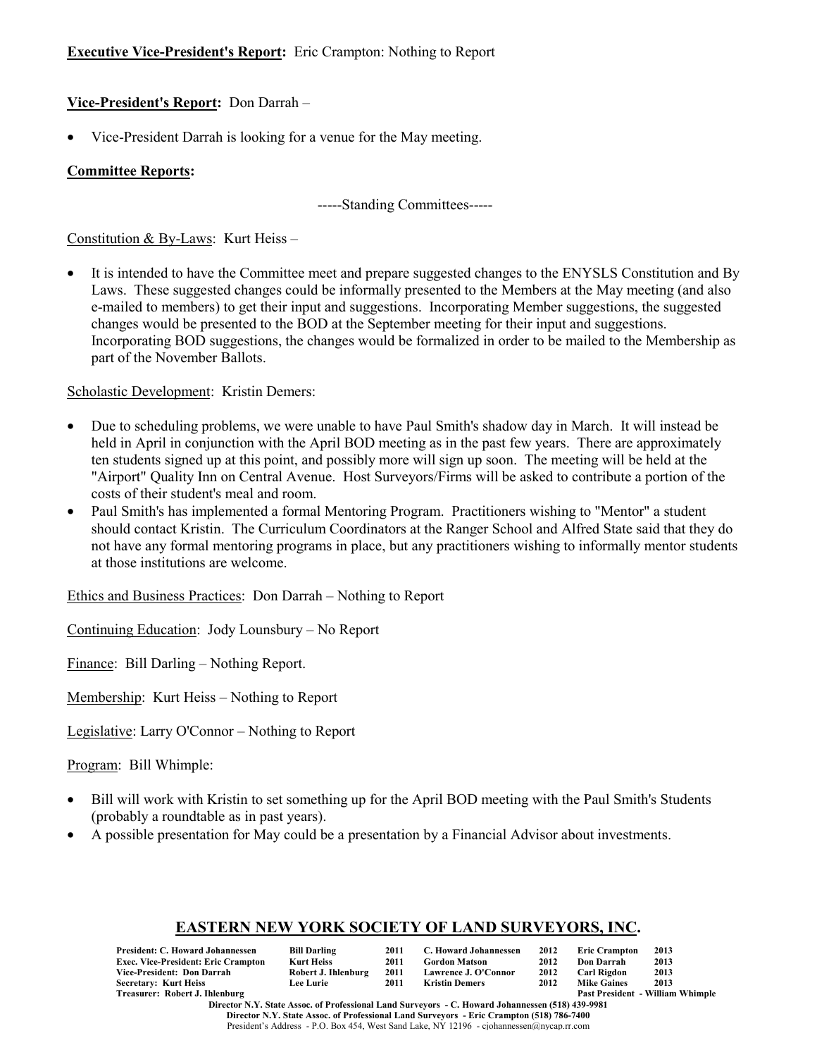**Executive Vice-President's Report:** Eric Crampton: Nothing to Report

**Vice-President's Report:** Don Darrah –

- Vice-President Darrah is looking for a venue for the May meeting.

**Committee Reports:**

-----Standing Committees-----

Constitution & By-Laws: Kurt Heiss –

- It is intended to have the Committee meet and prepare suggested changes to the ENYSLS Constitution and By Laws. These suggested changes could be informally presented to the Members at the May meeting (and also e-mailed to members) to get their input and suggestions. Incorporating Member suggestions, the suggested changes would be presented to the BOD at the September meeting for their input and suggestions. Incorporating BOD suggestions, the changes would be formalized in order to be mailed to the Membership as part of the November Ballots.

Scholastic Development: Kristin Demers:

- Due to scheduling problems, we were unable to have Paul Smith's shadow day in March. It will instead be held in April in conjunction with the April BOD meeting as in the past few years. There are approximately ten students signed up at this point, and possibly more will sign up soon. The meeting will be held at the "Airport" Quality Inn on Central Avenue. Host Surveyors/Firms will be asked to contribute a portion of the costs of their student's meal and room.
- Paul Smith's has implemented a formal Mentoring Program. Practitioners wishing to "Mentor" a student should contact Kristin. The Curriculum Coordinators at the Ranger School and Alfred State said that they do not have any formal mentoring programs in place, but any practitioners wishing to informally mentor students at those institutions are welcome.

Ethics and Business Practices: Don Darrah – Nothing to Report

Continuing Education: Jody Lounsbury – No Report

Finance: Bill Darling – Nothing Report.

Membership: Kurt Heiss – Nothing to Report

Legislative: Larry O'Connor – Nothing to Report

Program: Bill Whimple:

- Bill will work with Kristin to set something up for the April BOD meeting with the Paul Smith's Students (probably a roundtable as in past years).
- A possible presentation for May could be a presentation by a Financial Advisor about investments.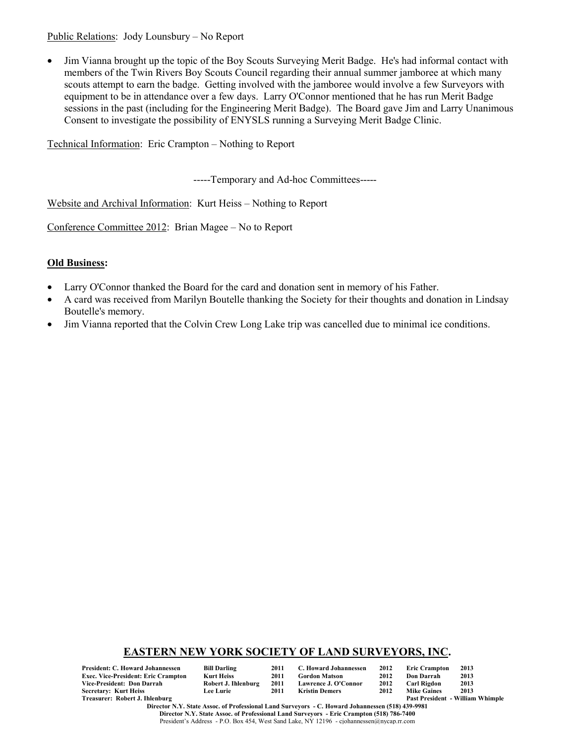Public Relations: Jody Lounsbury – No Report

- Jim Vianna brought up the topic of the Boy Scouts Surveying Merit Badge. He's had informal contact with members of the Twin Rivers Boy Scouts Council regarding their annual summer jamboree at which many scouts attempt to earn the badge. Getting involved with the jamboree would involve a few Surveyors with equipment to be in attendance over a few days. Larry O'Connor mentioned that he has run Merit Badge sessions in the past (including for the Engineering Merit Badge). The Board gave Jim and Larry Unanimous Consent to investigate the possibility of ENYSLS running a Surveying Merit Badge Clinic.

Technical Information: Eric Crampton – Nothing to Report

-----Temporary and Ad-hoc Committees-----

Website and Archival Information: Kurt Heiss – Nothing to Report

Conference Committee 2012: Brian Magee – No to Report

**Old Business:**

- Larry O'Connor thanked the Board for the card and donation sent in memory of his Father.
- A card was received from Marilyn Boutelle thanking the Society for their thoughts and donation in Lindsay Boutelle's memory.
- Jim Vianna reported that the Colvin Crew Long Lake trip was cancelled due to minimal ice conditions.

## EASTERN NEW YORK SOCIETY OF LAND SURVEYORS, INC.

| | | | | | | |
|---|---|---|---|---|---|---|
| **President: C. Howard Johannessen** | **Bill Darling** | **2011** | **C. Howard Johannessen** | **2012** | **Eric Crampton** | **2013** |
| **Exec. Vice-President: Eric Crampton** | **Kurt Heiss** | **2011** | **Gordon Matson** | **2012** | **Don Darrah** | **2013** |
| **Vice-President: Don Darrah** | **Robert J. Ihlenburg** | **2011** | **Lawrence J. O'Connor** | **2012** | **Carl Rigdon** | **2013** |
| **Secretary: Kurt Heiss** | **Lee Lurie** | **2011** | **Kristin Demers** | **2012** | **Mike Gaines** | **2013** |
| **Treasurer: Robert J. Ihlenburg** | | | | | **Past President - William Whimple** | |

**Director N.Y. State Assoc. of Professional Land Surveyors - C. Howard Johannessen (518) 439-9981**
**Director N.Y. State Assoc. of Professional Land Surveyors - Eric Crampton (518) 786-7400**
President's Address - P.O. Box 454, West Sand Lake, NY 12196 - cjohannessen@nycap.rr.com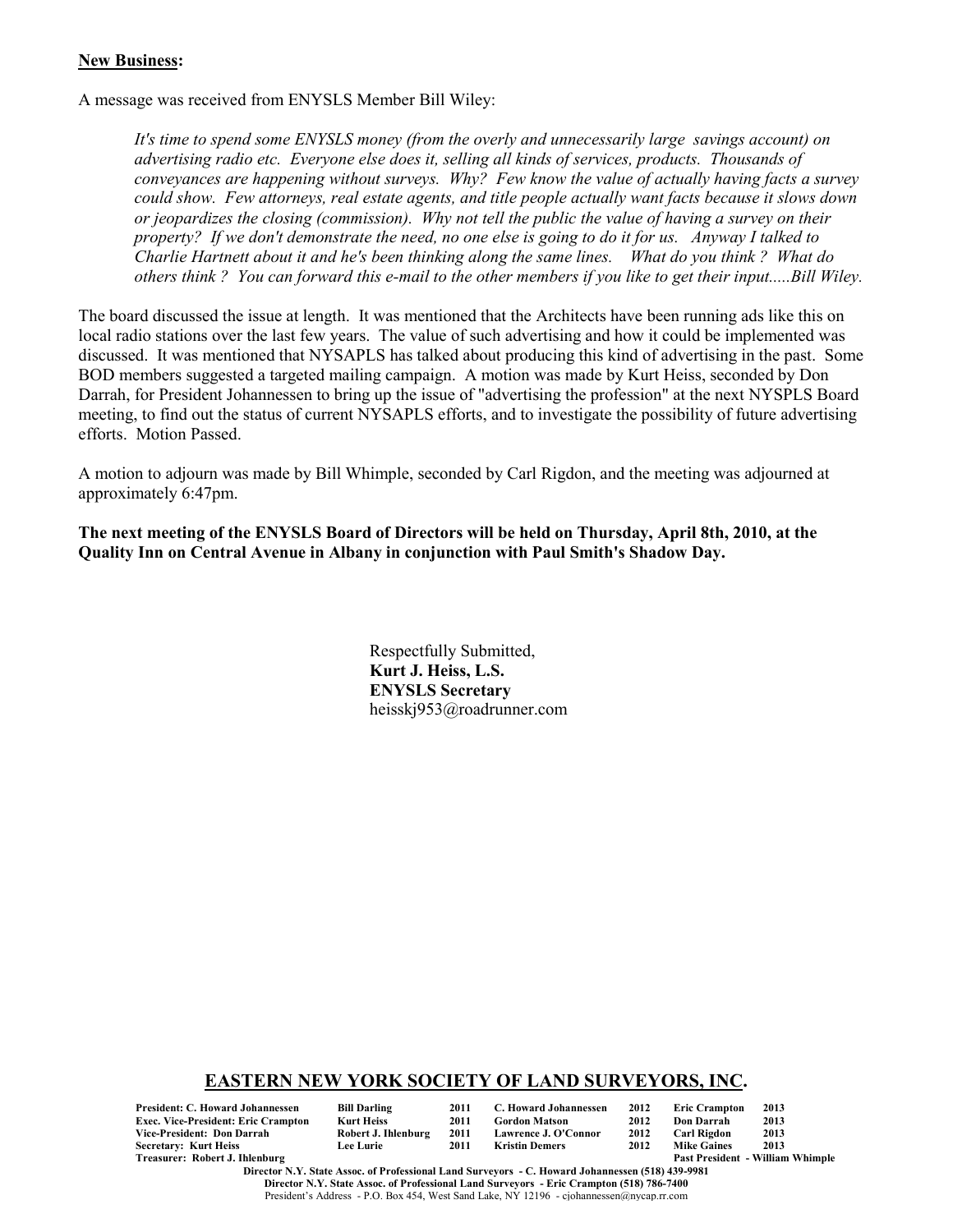**New Business:**

A message was received from ENYSLS Member Bill Wiley:

> *It's time to spend some ENYSLS money (from the overly and unnecessarily large savings account) on advertising radio etc. Everyone else does it, selling all kinds of services, products. Thousands of conveyances are happening without surveys. Why? Few know the value of actually having facts a survey could show. Few attorneys, real estate agents, and title people actually want facts because it slows down or jeopardizes the closing (commission). Why not tell the public the value of having a survey on their property? If we don't demonstrate the need, no one else is going to do it for us. Anyway I talked to Charlie Hartnett about it and he's been thinking along the same lines. What do you think ? What do others think ? You can forward this e-mail to the other members if you like to get their input.....Bill Wiley.*

The board discussed the issue at length. It was mentioned that the Architects have been running ads like this on local radio stations over the last few years. The value of such advertising and how it could be implemented was discussed. It was mentioned that NYSAPLS has talked about producing this kind of advertising in the past. Some BOD members suggested a targeted mailing campaign. A motion was made by Kurt Heiss, seconded by Don Darrah, for President Johannessen to bring up the issue of "advertising the profession" at the next NYSPLS Board meeting, to find out the status of current NYSAPLS efforts, and to investigate the possibility of future advertising efforts. Motion Passed.

A motion to adjourn was made by Bill Whimple, seconded by Carl Rigdon, and the meeting was adjourned at approximately 6:47pm.

**The next meeting of the ENYSLS Board of Directors will be held on Thursday, April 8th, 2010, at the Quality Inn on Central Avenue in Albany in conjunction with Paul Smith's Shadow Day.**

Respectfully Submitted,
**Kurt J. Heiss, L.S.**
**ENYSLS Secretary**
heisskj953@roadrunner.com

## EASTERN NEW YORK SOCIETY OF LAND SURVEYORS, INC.

| | | | | | | |
|---|---|---|---|---|---|---|
| **President: C. Howard Johannessen** | **Bill Darling** | **2011** | **C. Howard Johannessen** | **2012** | **Eric Crampton** | **2013** |
| **Exec. Vice-President: Eric Crampton** | **Kurt Heiss** | **2011** | **Gordon Matson** | **2012** | **Don Darrah** | **2013** |
| **Vice-President: Don Darrah** | **Robert J. Ihlenburg** | **2011** | **Lawrence J. O'Connor** | **2012** | **Carl Rigdon** | **2013** |
| **Secretary: Kurt Heiss** | **Lee Lurie** | **2011** | **Kristin Demers** | **2012** | **Mike Gaines** | **2013** |
| **Treasurer: Robert J. Ihlenburg** | | | | | **Past President - William Whimple** | |

**Director N.Y. State Assoc. of Professional Land Surveyors - C. Howard Johannessen (518) 439-9981**
**Director N.Y. State Assoc. of Professional Land Surveyors - Eric Crampton (518) 786-7400**
President's Address - P.O. Box 454, West Sand Lake, NY 12196 - cjohannessen@nycap.rr.com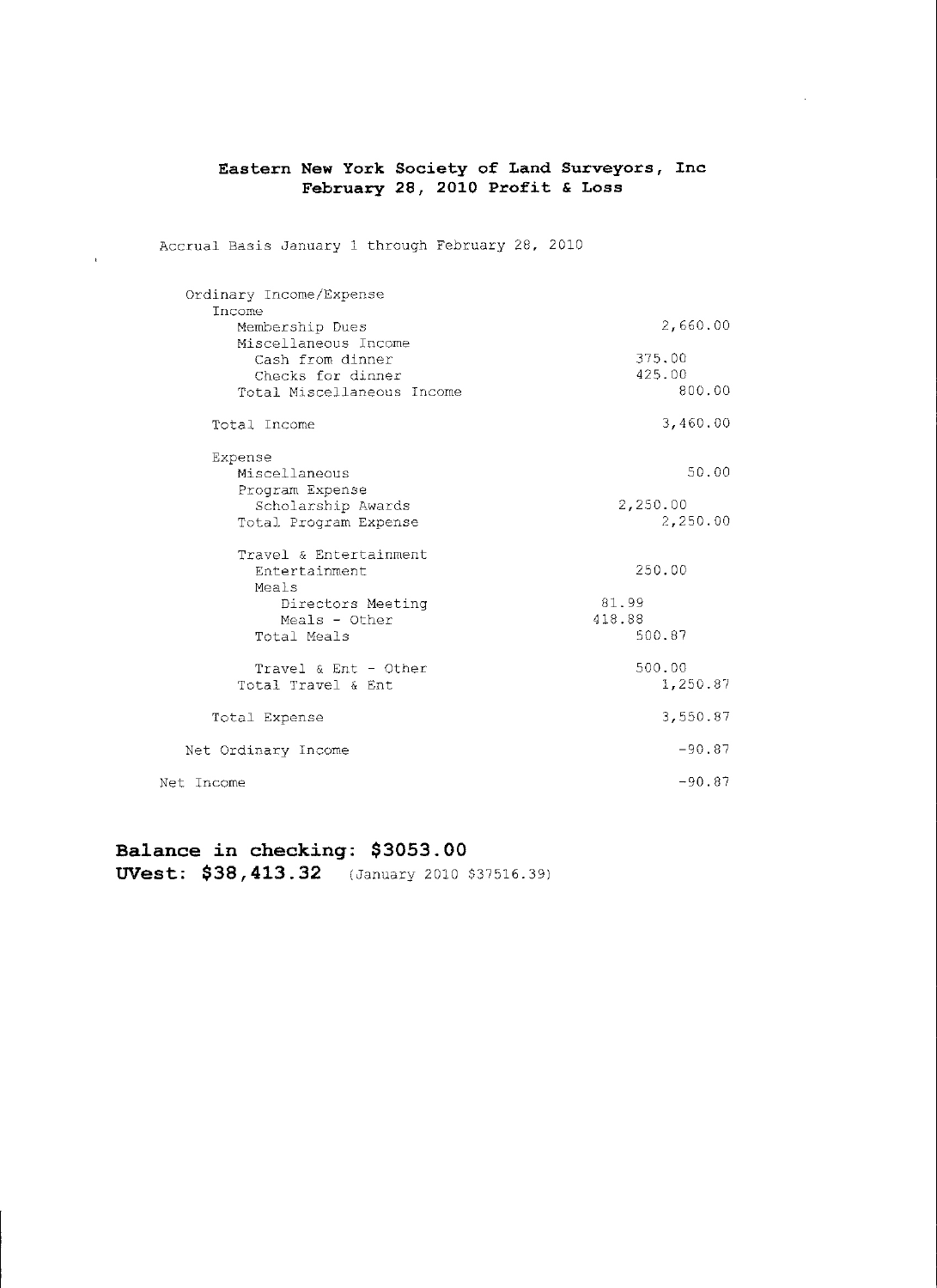## Eastern New York Society of Land Surveyors, Inc
## February 28, 2010 Profit & Loss

Accrual Basis January 1 through February 28, 2010

| | | |
|---|---|---|
| Ordinary Income/Expense | | |
| Income | | |
| Membership Dues | | 2,660.00 |
| Miscellaneous Income | | |
| Cash from dinner | 375.00 | |
| Checks for dinner | 425.00 | |
| Total Miscellaneous Income | | 800.00 |
| Total Income | | 3,460.00 |
| Expense | | |
| Miscellaneous | | 50.00 |
| Program Expense | | |
| Scholarship Awards | 2,250.00 | |
| Total Program Expense | | 2,250.00 |
| Travel & Entertainment | | |
| Entertainment | 250.00 | |
| Meals | | |
| Directors Meeting | 81.99 | |
| Meals - Other | 418.88 | |
| Total Meals | 500.87 | |
| Travel & Ent - Other | 500.00 | |
| Total Travel & Ent | | 1,250.87 |
| Total Expense | | 3,550.87 |
| Net Ordinary Income | | -90.87 |
| Net Income | | -90.87 |

**Balance in checking: $3053.00**

**UVest: $38,413.32** (January 2010 $37516.39)